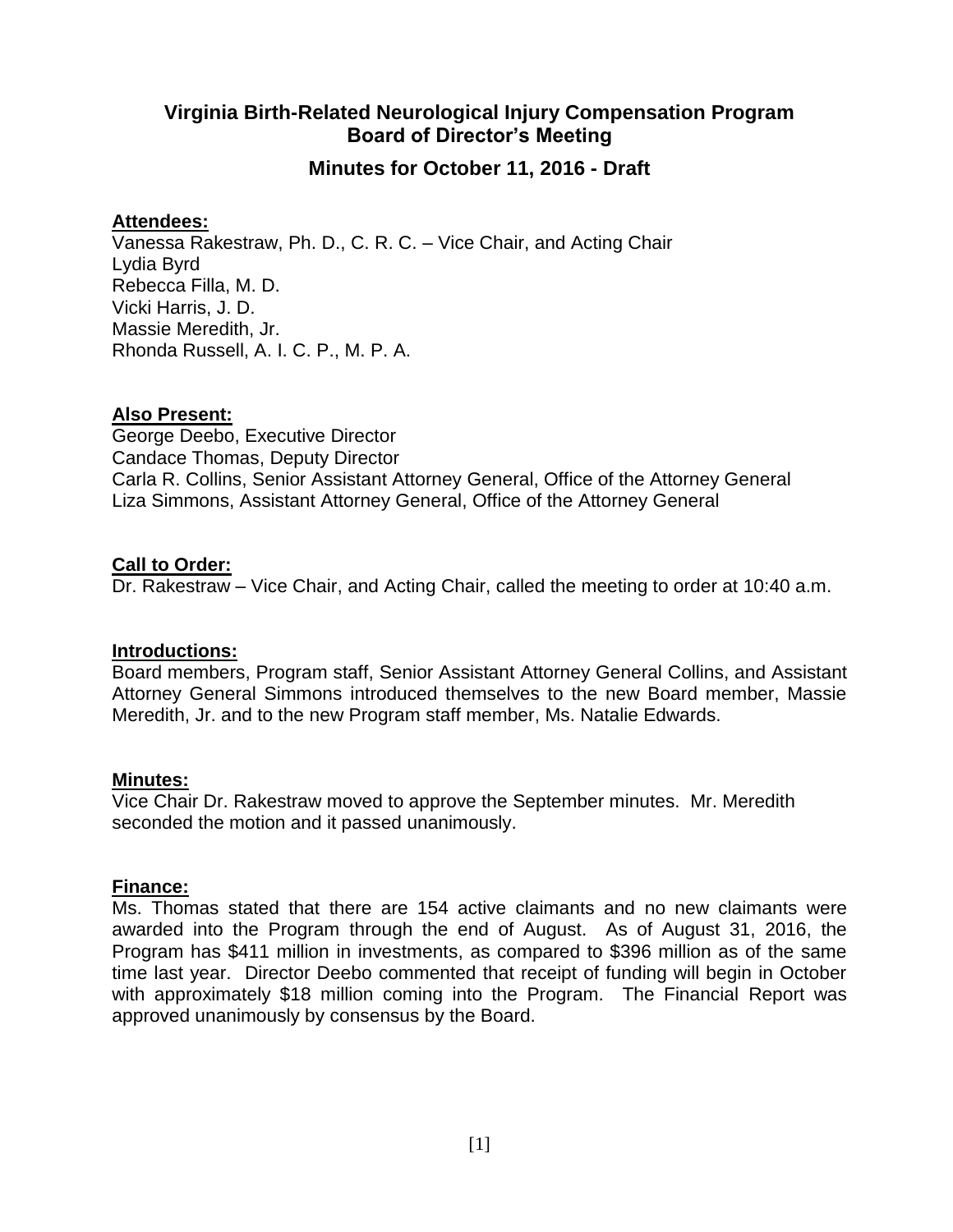# Virginia Birth-Related Neurological Injury Compensation Program
## Board of Director's Meeting

## Minutes for October 11, 2016 - Draft

**Attendees:**

Vanessa Rakestraw, Ph. D., C. R. C. – Vice Chair, and Acting Chair
Lydia Byrd
Rebecca Filla, M. D.
Vicki Harris, J. D.
Massie Meredith, Jr.
Rhonda Russell, A. I. C. P., M. P. A.

**Also Present:**

George Deebo, Executive Director
Candace Thomas, Deputy Director
Carla R. Collins, Senior Assistant Attorney General, Office of the Attorney General
Liza Simmons, Assistant Attorney General, Office of the Attorney General

**Call to Order:**

Dr. Rakestraw – Vice Chair, and Acting Chair, called the meeting to order at 10:40 a.m.

**Introductions:**

Board members, Program staff, Senior Assistant Attorney General Collins, and Assistant Attorney General Simmons introduced themselves to the new Board member, Massie Meredith, Jr. and to the new Program staff member, Ms. Natalie Edwards.

**Minutes:**

Vice Chair Dr. Rakestraw moved to approve the September minutes. Mr. Meredith seconded the motion and it passed unanimously.

**Finance:**

Ms. Thomas stated that there are 154 active claimants and no new claimants were awarded into the Program through the end of August. As of August 31, 2016, the Program has $411 million in investments, as compared to $396 million as of the same time last year. Director Deebo commented that receipt of funding will begin in October with approximately $18 million coming into the Program. The Financial Report was approved unanimously by consensus by the Board.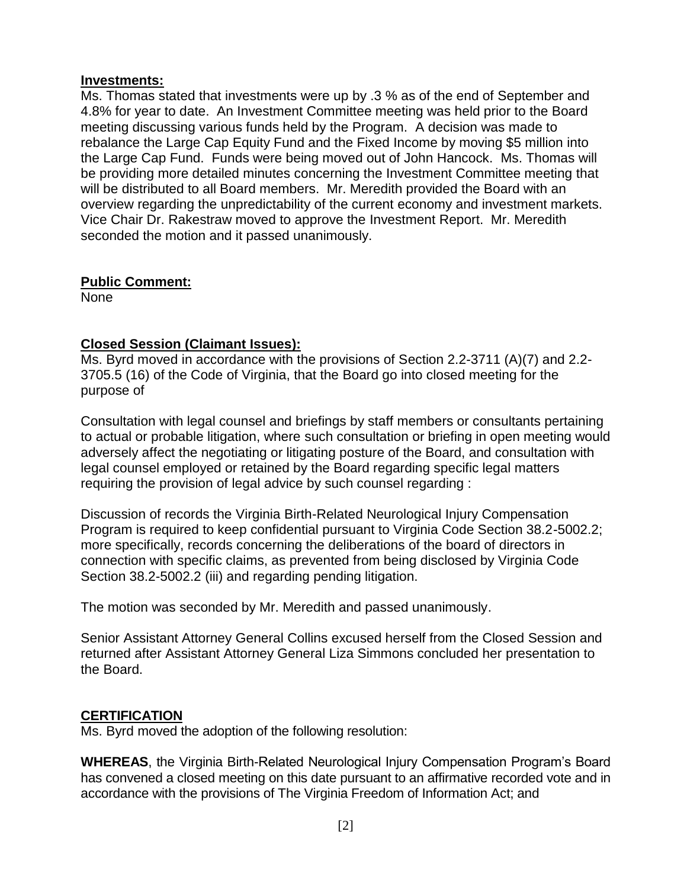**Investments:**
Ms. Thomas stated that investments were up by .3 % as of the end of September and 4.8% for year to date. An Investment Committee meeting was held prior to the Board meeting discussing various funds held by the Program. A decision was made to rebalance the Large Cap Equity Fund and the Fixed Income by moving $5 million into the Large Cap Fund. Funds were being moved out of John Hancock. Ms. Thomas will be providing more detailed minutes concerning the Investment Committee meeting that will be distributed to all Board members. Mr. Meredith provided the Board with an overview regarding the unpredictability of the current economy and investment markets. Vice Chair Dr. Rakestraw moved to approve the Investment Report. Mr. Meredith seconded the motion and it passed unanimously.

**Public Comment:**
None

**Closed Session (Claimant Issues):**
Ms. Byrd moved in accordance with the provisions of Section 2.2-3711 (A)(7) and 2.2-3705.5 (16) of the Code of Virginia, that the Board go into closed meeting for the purpose of

Consultation with legal counsel and briefings by staff members or consultants pertaining to actual or probable litigation, where such consultation or briefing in open meeting would adversely affect the negotiating or litigating posture of the Board, and consultation with legal counsel employed or retained by the Board regarding specific legal matters requiring the provision of legal advice by such counsel regarding :

Discussion of records the Virginia Birth-Related Neurological Injury Compensation Program is required to keep confidential pursuant to Virginia Code Section 38.2-5002.2; more specifically, records concerning the deliberations of the board of directors in connection with specific claims, as prevented from being disclosed by Virginia Code Section 38.2-5002.2 (iii) and regarding pending litigation.

The motion was seconded by Mr. Meredith and passed unanimously.

Senior Assistant Attorney General Collins excused herself from the Closed Session and returned after Assistant Attorney General Liza Simmons concluded her presentation to the Board.

**CERTIFICATION**
Ms. Byrd moved the adoption of the following resolution:

**WHEREAS**, the Virginia Birth-Related Neurological Injury Compensation Program's Board has convened a closed meeting on this date pursuant to an affirmative recorded vote and in accordance with the provisions of The Virginia Freedom of Information Act; and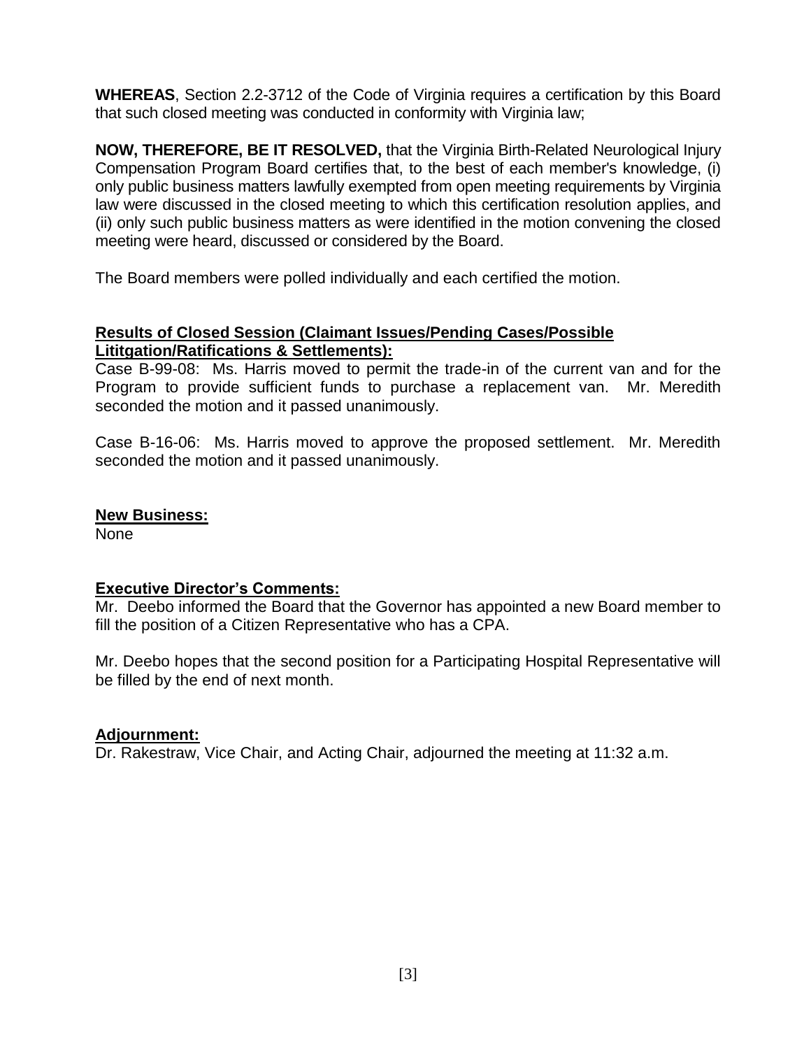**WHEREAS**, Section 2.2-3712 of the Code of Virginia requires a certification by this Board that such closed meeting was conducted in conformity with Virginia law;

**NOW, THEREFORE, BE IT RESOLVED,** that the Virginia Birth-Related Neurological Injury Compensation Program Board certifies that, to the best of each member's knowledge, (i) only public business matters lawfully exempted from open meeting requirements by Virginia law were discussed in the closed meeting to which this certification resolution applies, and (ii) only such public business matters as were identified in the motion convening the closed meeting were heard, discussed or considered by the Board.

The Board members were polled individually and each certified the motion.

**Results of Closed Session (Claimant Issues/Pending Cases/Possible Lititgation/Ratifications & Settlements):**

Case B-99-08: Ms. Harris moved to permit the trade-in of the current van and for the Program to provide sufficient funds to purchase a replacement van. Mr. Meredith seconded the motion and it passed unanimously.

Case B-16-06: Ms. Harris moved to approve the proposed settlement. Mr. Meredith seconded the motion and it passed unanimously.

**New Business:**

None

**Executive Director's Comments:**

Mr. Deebo informed the Board that the Governor has appointed a new Board member to fill the position of a Citizen Representative who has a CPA.

Mr. Deebo hopes that the second position for a Participating Hospital Representative will be filled by the end of next month.

**Adjournment:**

Dr. Rakestraw, Vice Chair, and Acting Chair, adjourned the meeting at 11:32 a.m.